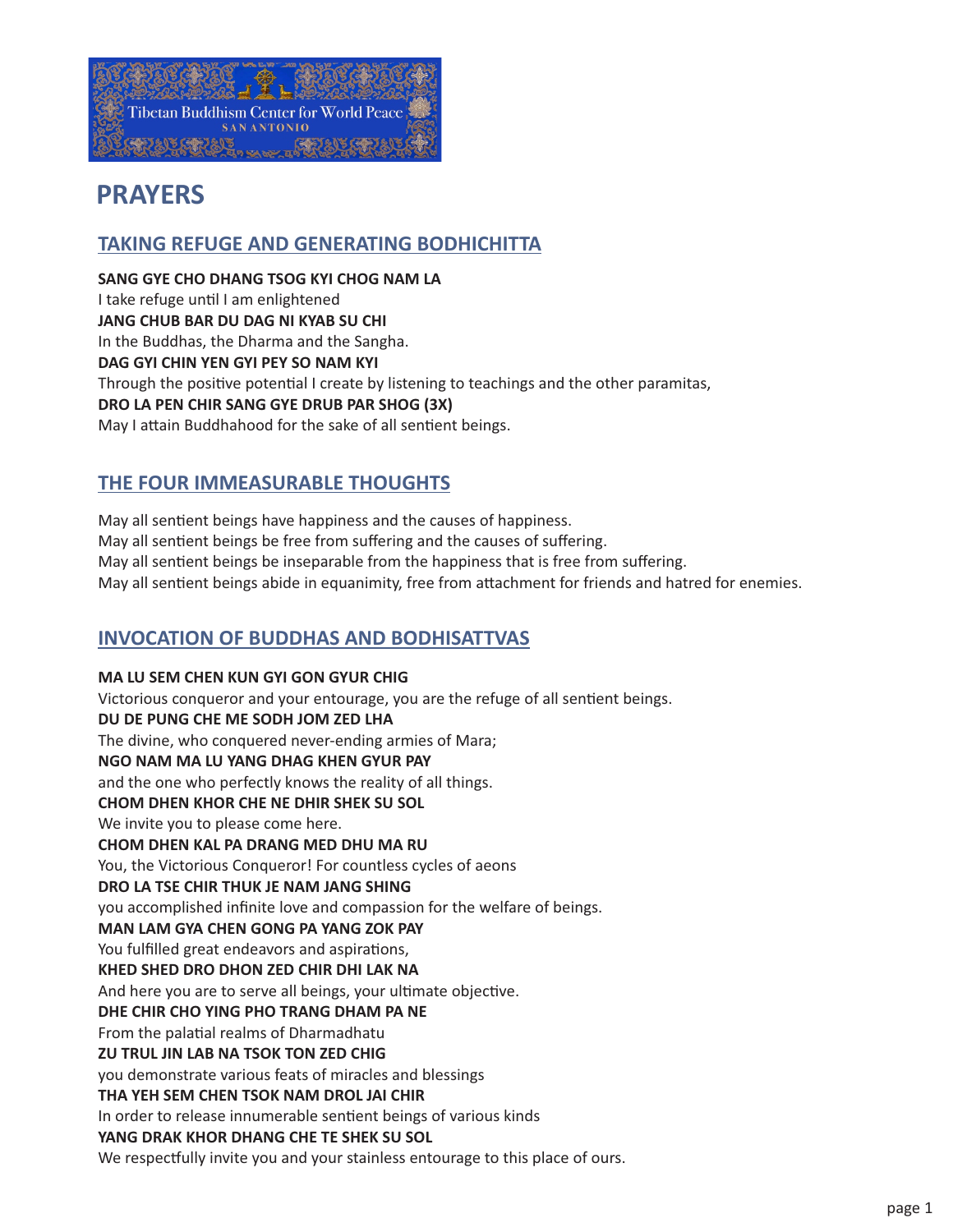Tibetan Buddhism Center for World Peace
SAN ANTONIO

# PRAYERS

## TAKING REFUGE AND GENERATING BODHICHITTA

**SANG GYE CHO DHANG TSOG KYI CHOG NAM LA**
I take refuge until I am enlightened
**JANG CHUB BAR DU DAG NI KYAB SU CHI**
In the Buddhas, the Dharma and the Sangha.
**DAG GYI CHIN YEN GYI PEY SO NAM KYI**
Through the positive potential I create by listening to teachings and the other paramitas,
**DRO LA PEN CHIR SANG GYE DRUB PAR SHOG (3X)**
May I attain Buddhahood for the sake of all sentient beings.

## THE FOUR IMMEASURABLE THOUGHTS

May all sentient beings have happiness and the causes of happiness.
May all sentient beings be free from suffering and the causes of suffering.
May all sentient beings be inseparable from the happiness that is free from suffering.
May all sentient beings abide in equanimity, free from attachment for friends and hatred for enemies.

## INVOCATION OF BUDDHAS AND BODHISATTVAS

**MA LU SEM CHEN KUN GYI GON GYUR CHIG**
Victorious conqueror and your entourage, you are the refuge of all sentient beings.
**DU DE PUNG CHE ME SODH JOM ZED LHA**
The divine, who conquered never-ending armies of Mara;
**NGO NAM MA LU YANG DHAG KHEN GYUR PAY**
and the one who perfectly knows the reality of all things.
**CHOM DHEN KHOR CHE NE DHIR SHEK SU SOL**
We invite you to please come here.
**CHOM DHEN KAL PA DRANG MED DHU MA RU**
You, the Victorious Conqueror! For countless cycles of aeons
**DRO LA TSE CHIR THUK JE NAM JANG SHING**
you accomplished infinite love and compassion for the welfare of beings.
**MAN LAM GYA CHEN GONG PA YANG ZOK PAY**
You fulfilled great endeavors and aspirations,
**KHED SHED DRO DHON ZED CHIR DHI LAK NA**
And here you are to serve all beings, your ultimate objective.
**DHE CHIR CHO YING PHO TRANG DHAM PA NE**
From the palatial realms of Dharmadhatu
**ZU TRUL JIN LAB NA TSOK TON ZED CHIG**
you demonstrate various feats of miracles and blessings
**THA YEH SEM CHEN TSOK NAM DROL JAI CHIR**
In order to release innumerable sentient beings of various kinds
**YANG DRAK KHOR DHANG CHE TE SHEK SU SOL**
We respectfully invite you and your stainless entourage to this place of ours.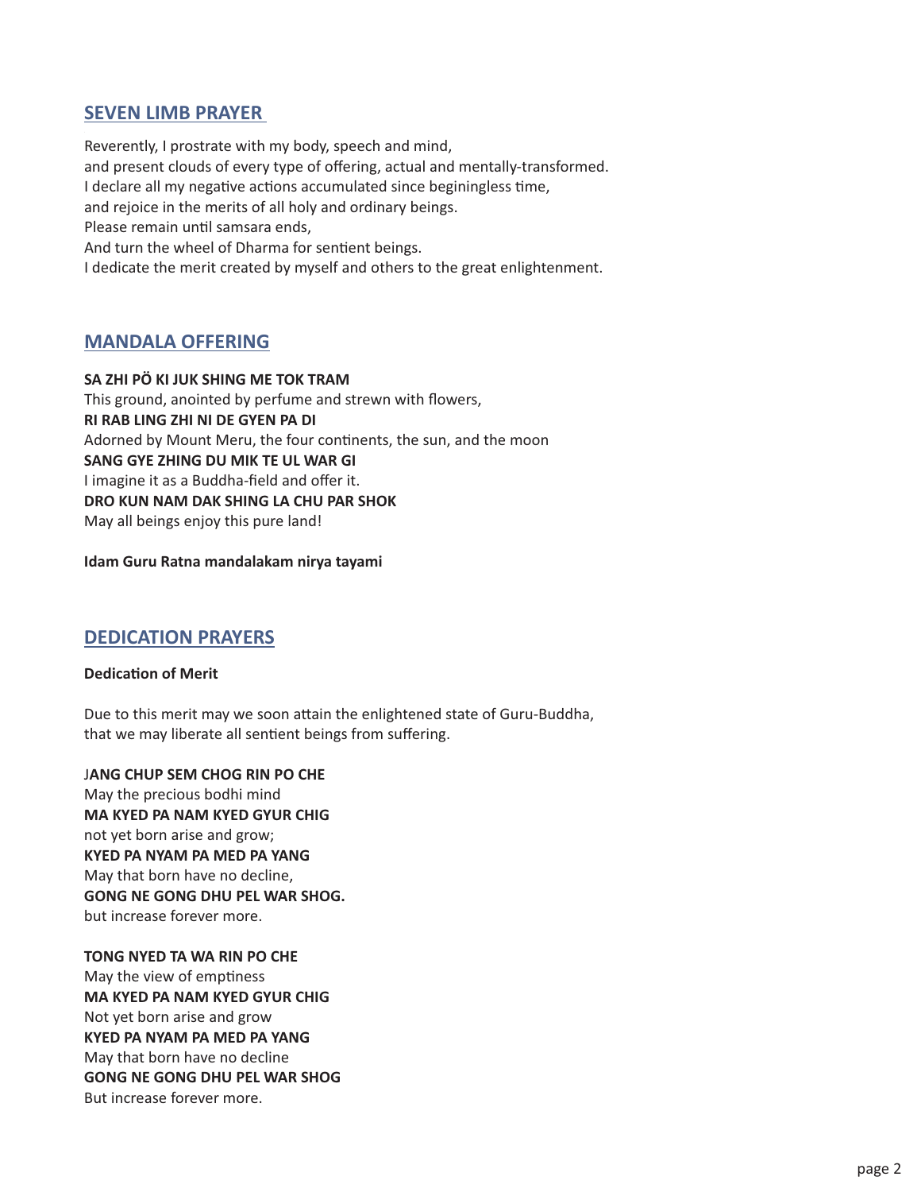## SEVEN LIMB PRAYER

Reverently, I prostrate with my body, speech and mind,
and present clouds of every type of offering, actual and mentally-transformed.
I declare all my negative actions accumulated since beginingless time,
and rejoice in the merits of all holy and ordinary beings.
Please remain until samsara ends,
And turn the wheel of Dharma for sentient beings.
I dedicate the merit created by myself and others to the great enlightenment.

## MANDALA OFFERING

**SA ZHI PÖ KI JUK SHING ME TOK TRAM**
This ground, anointed by perfume and strewn with flowers,
**RI RAB LING ZHI NI DE GYEN PA DI**
Adorned by Mount Meru, the four continents, the sun, and the moon
**SANG GYE ZHING DU MIK TE UL WAR GI**
I imagine it as a Buddha-field and offer it.
**DRO KUN NAM DAK SHING LA CHU PAR SHOK**
May all beings enjoy this pure land!

**Idam Guru Ratna mandalakam nirya tayami**

## DEDICATION PRAYERS

**Dedication of Merit**

Due to this merit may we soon attain the enlightened state of Guru-Buddha,
that we may liberate all sentient beings from suffering.

J**ANG CHUP SEM CHOG RIN PO CHE**
May the precious bodhi mind
**MA KYED PA NAM KYED GYUR CHIG**
not yet born arise and grow;
**KYED PA NYAM PA MED PA YANG**
May that born have no decline,
**GONG NE GONG DHU PEL WAR SHOG.**
but increase forever more.

**TONG NYED TA WA RIN PO CHE**
May the view of emptiness
**MA KYED PA NAM KYED GYUR CHIG**
Not yet born arise and grow
**KYED PA NYAM PA MED PA YANG**
May that born have no decline
**GONG NE GONG DHU PEL WAR SHOG**
But increase forever more.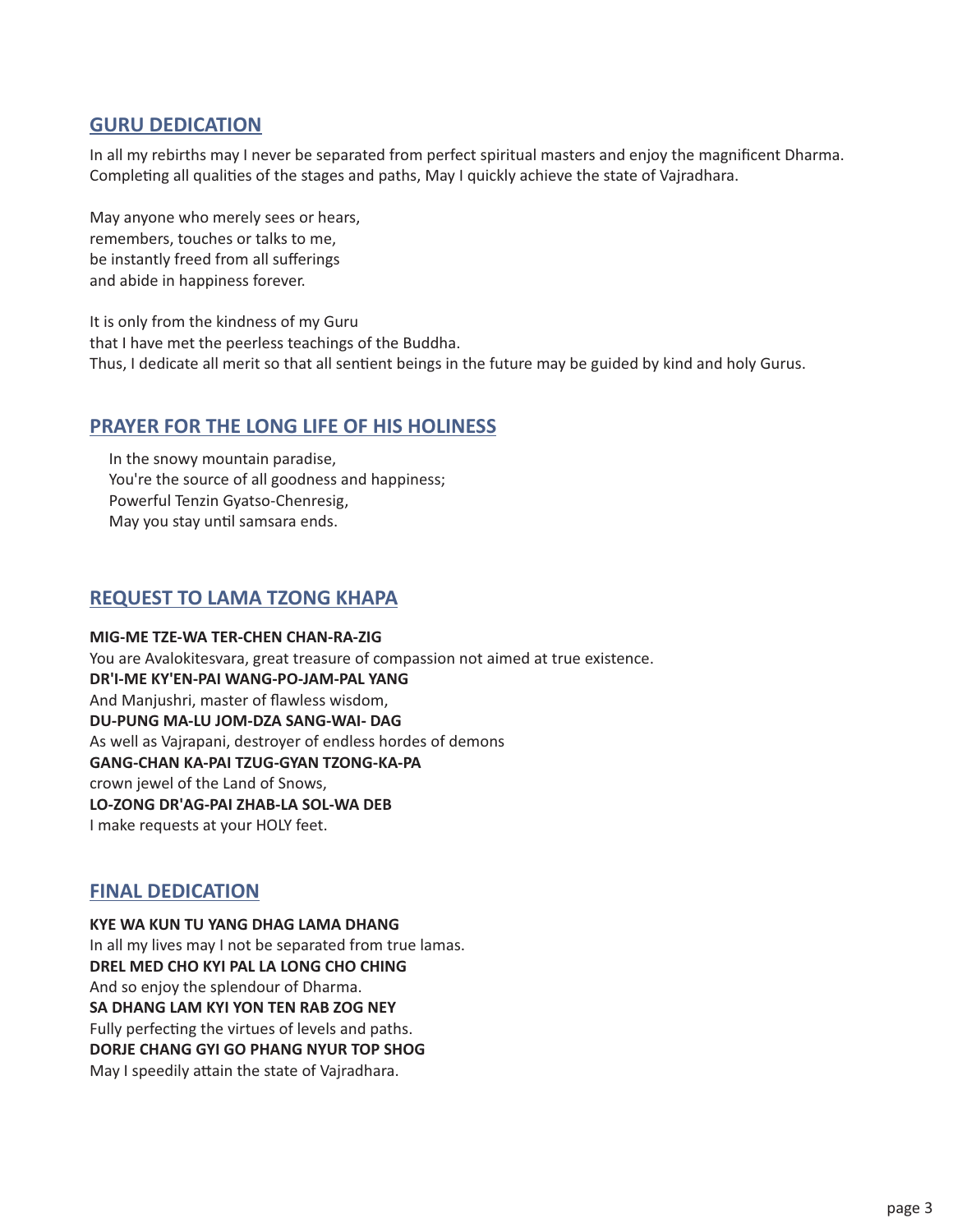## GURU DEDICATION

In all my rebirths may I never be separated from perfect spiritual masters and enjoy the magnificent Dharma. Completing all qualities of the stages and paths, May I quickly achieve the state of Vajradhara.

May anyone who merely sees or hears,
remembers, touches or talks to me,
be instantly freed from all sufferings
and abide in happiness forever.

It is only from the kindness of my Guru
that I have met the peerless teachings of the Buddha.
Thus, I dedicate all merit so that all sentient beings in the future may be guided by kind and holy Gurus.

## PRAYER FOR THE LONG LIFE OF HIS HOLINESS

In the snowy mountain paradise,
You're the source of all goodness and happiness;
Powerful Tenzin Gyatso-Chenresig,
May you stay until samsara ends.

## REQUEST TO LAMA TZONG KHAPA

**MIG-ME TZE-WA TER-CHEN CHAN-RA-ZIG**
You are Avalokitesvara, great treasure of compassion not aimed at true existence.
**DR'I-ME KY'EN-PAI WANG-PO-JAM-PAL YANG**
And Manjushri, master of flawless wisdom,
**DU-PUNG MA-LU JOM-DZA SANG-WAI- DAG**
As well as Vajrapani, destroyer of endless hordes of demons
**GANG-CHAN KA-PAI TZUG-GYAN TZONG-KA-PA**
crown jewel of the Land of Snows,
**LO-ZONG DR'AG-PAI ZHAB-LA SOL-WA DEB**
I make requests at your HOLY feet.

## FINAL DEDICATION

**KYE WA KUN TU YANG DHAG LAMA DHANG**
In all my lives may I not be separated from true lamas.
**DREL MED CHO KYI PAL LA LONG CHO CHING**
And so enjoy the splendour of Dharma.
**SA DHANG LAM KYI YON TEN RAB ZOG NEY**
Fully perfecting the virtues of levels and paths.
**DORJE CHANG GYI GO PHANG NYUR TOP SHOG**
May I speedily attain the state of Vajradhara.